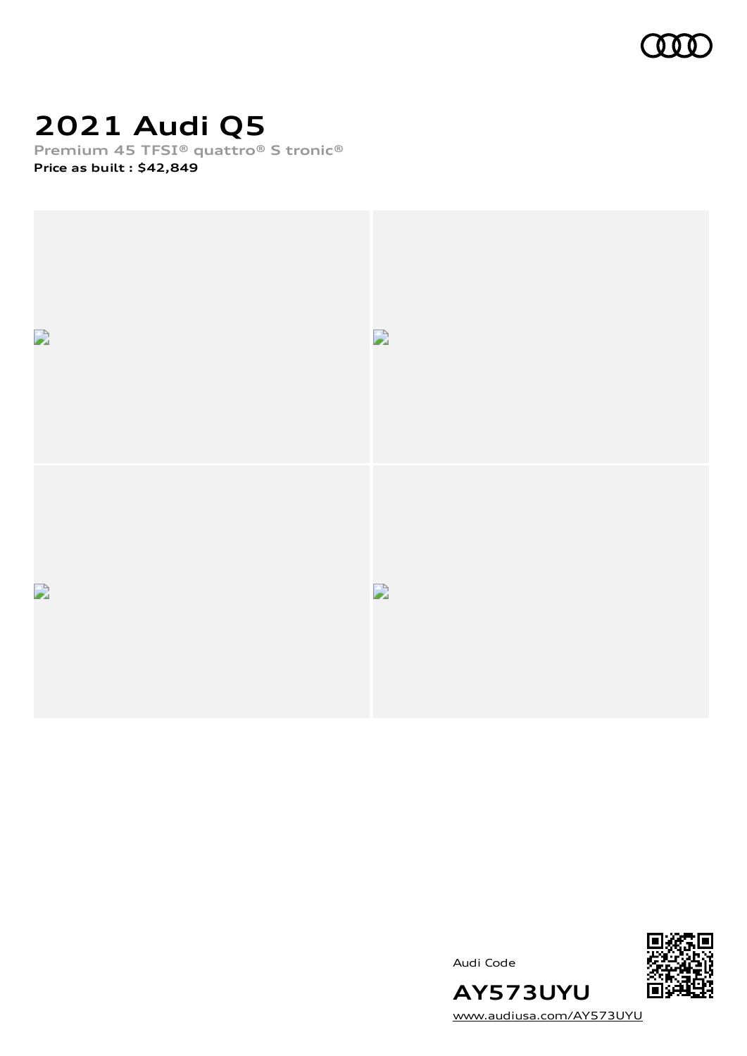# 2021 Audi Q5

Premium 45 TFSI® quattro® S tronic®

**Price as built : $42,849**

Audi Code

**AY573UYU**

www.audiusa.com/AY573UYU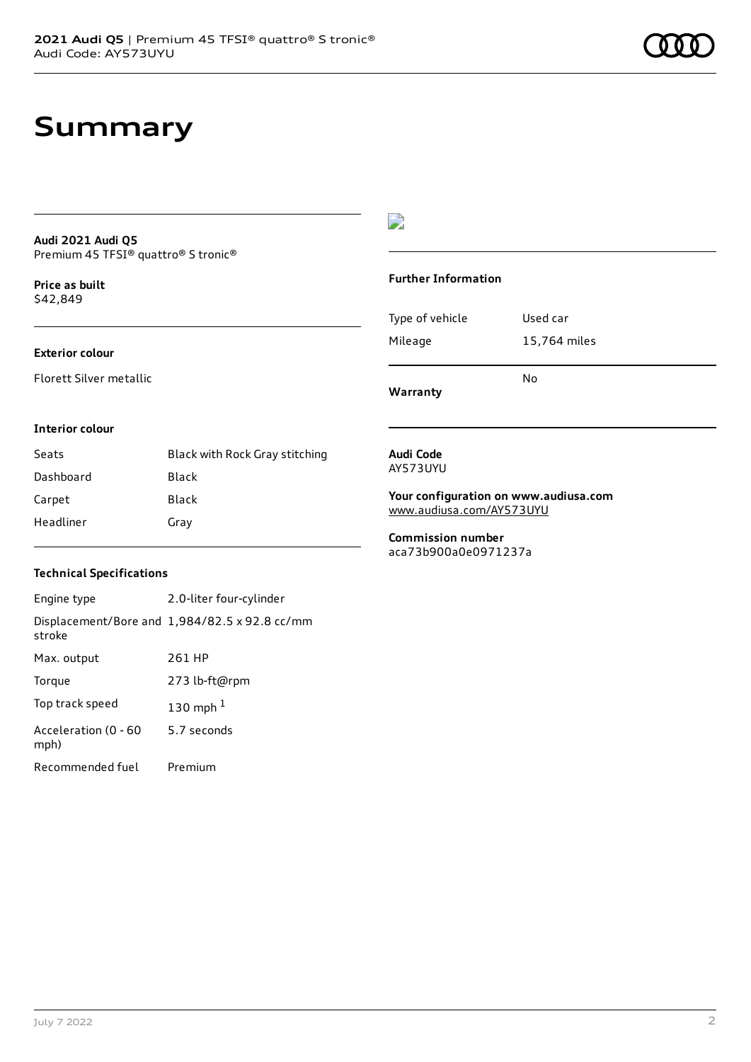# Summary

**Audi 2021 Audi Q5**
Premium 45 TFSI® quattro® S tronic®

**Price as built**
$42,849

**Exterior colour**

Florett Silver metallic

**Interior colour**

| | |
|---|---|
| Seats | Black with Rock Gray stitching |
| Dashboard | Black |
| Carpet | Black |
| Headliner | Gray |

**Technical Specifications**

| | |
|---|---|
| Engine type | 2.0-liter four-cylinder |
| Displacement/Bore and stroke | 1,984/82.5 x 92.8 cc/mm |
| Max. output | 261 HP |
| Torque | 273 lb-ft@rpm |
| Top track speed | 130 mph [1] |
| Acceleration (0 - 60 mph) | 5.7 seconds |
| Recommended fuel | Premium |

**Further Information**

| | |
|---|---|
| Type of vehicle | Used car |
| Mileage | 15,764 miles |
| **Warranty** | No |

**Audi Code**
AY573UYU

**Your configuration on www.audiusa.com**
www.audiusa.com/AY573UYU

**Commission number**
aca73b900a0e0971237a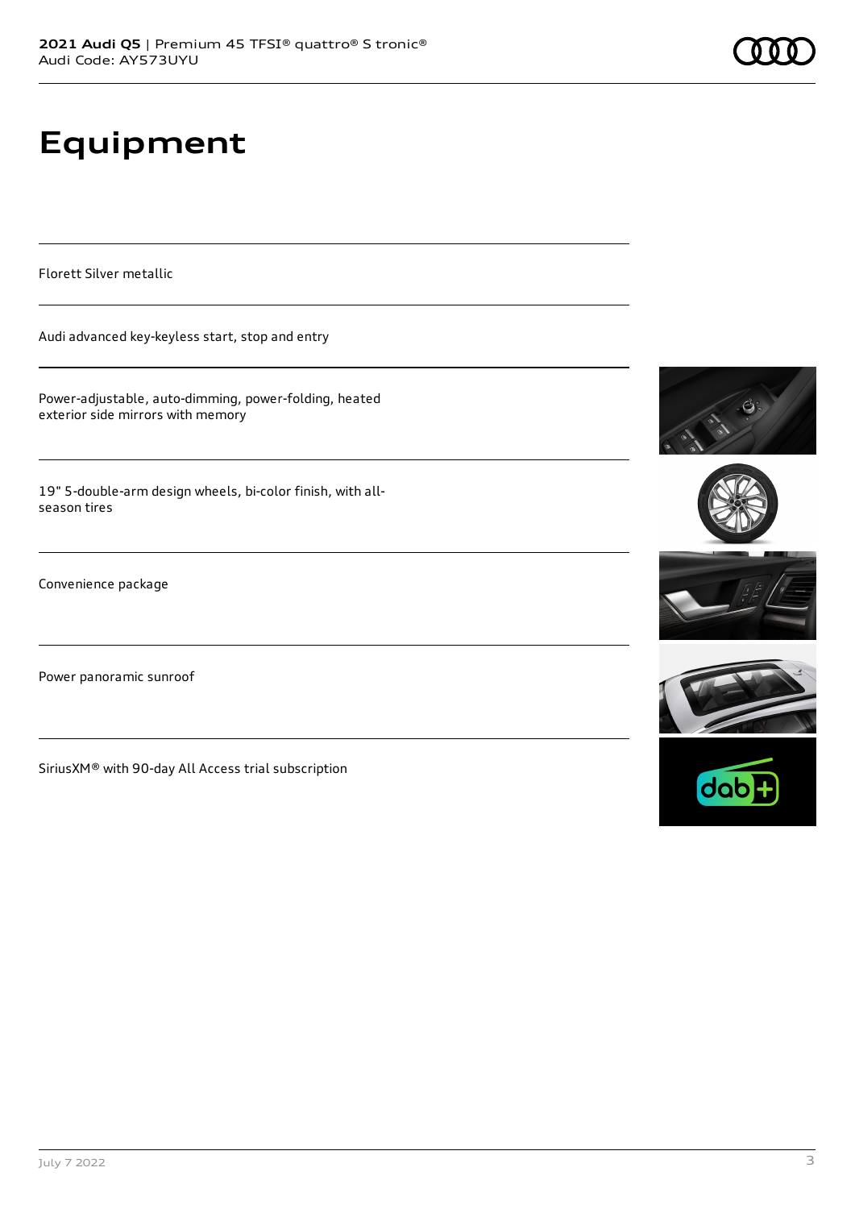# Equipment

Florett Silver metallic

Audi advanced key-keyless start, stop and entry

Power-adjustable, auto-dimming, power-folding, heated exterior side mirrors with memory

19" 5-double-arm design wheels, bi-color finish, with all-season tires

Convenience package

Power panoramic sunroof

SiriusXM® with 90-day All Access trial subscription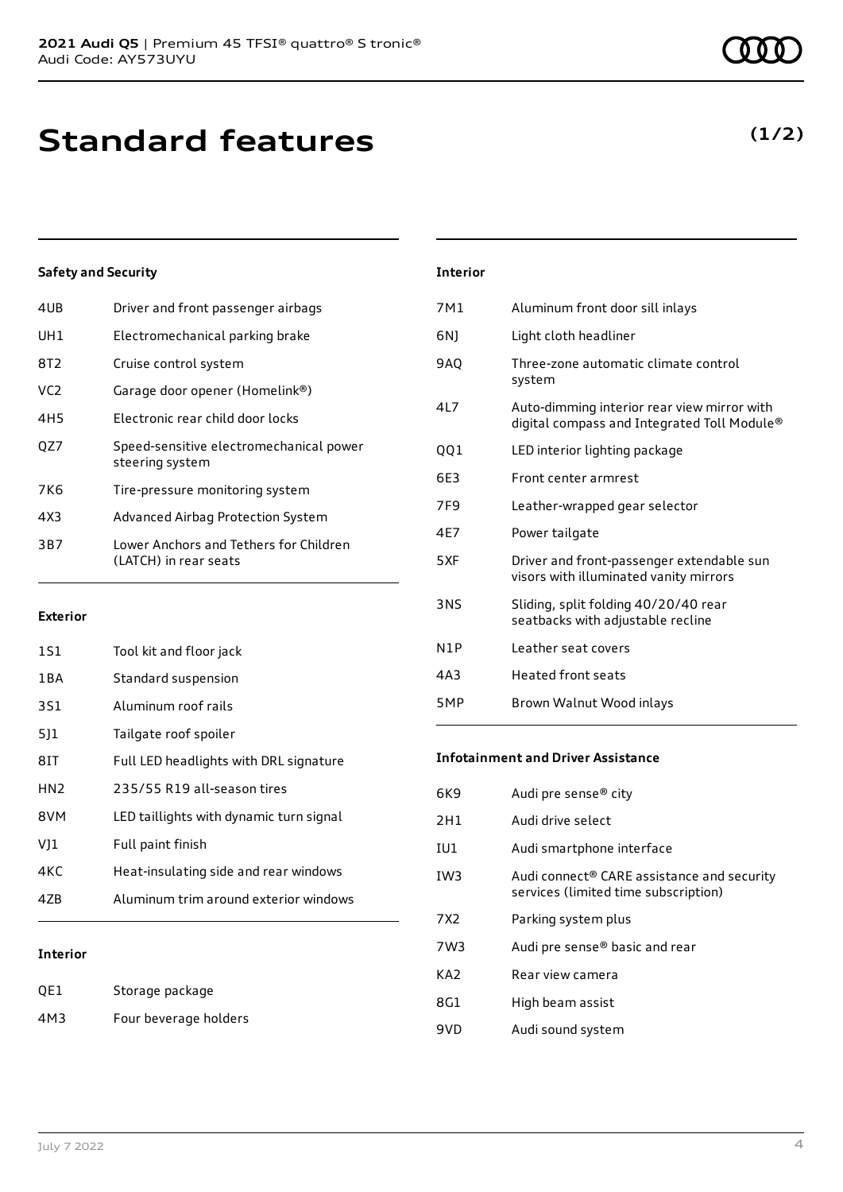# Standard features

**(1/2)**

### Safety and Security

| | |
|---|---|
| 4UB | Driver and front passenger airbags |
| UH1 | Electromechanical parking brake |
| 8T2 | Cruise control system |
| VC2 | Garage door opener (Homelink®) |
| 4H5 | Electronic rear child door locks |
| QZ7 | Speed-sensitive electromechanical power steering system |
| 7K6 | Tire-pressure monitoring system |
| 4X3 | Advanced Airbag Protection System |
| 3B7 | Lower Anchors and Tethers for Children (LATCH) in rear seats |

### Exterior

| | |
|---|---|
| 1S1 | Tool kit and floor jack |
| 1BA | Standard suspension |
| 3S1 | Aluminum roof rails |
| 5J1 | Tailgate roof spoiler |
| 8IT | Full LED headlights with DRL signature |
| HN2 | 235/55 R19 all-season tires |
| 8VM | LED taillights with dynamic turn signal |
| VJ1 | Full paint finish |
| 4KC | Heat-insulating side and rear windows |
| 4ZB | Aluminum trim around exterior windows |

### Interior

| | |
|---|---|
| QE1 | Storage package |
| 4M3 | Four beverage holders |
| 7M1 | Aluminum front door sill inlays |
| 6NJ | Light cloth headliner |
| 9AQ | Three-zone automatic climate control system |
| 4L7 | Auto-dimming interior rear view mirror with digital compass and Integrated Toll Module® |
| QQ1 | LED interior lighting package |
| 6E3 | Front center armrest |
| 7F9 | Leather-wrapped gear selector |
| 4E7 | Power tailgate |
| 5XF | Driver and front-passenger extendable sun visors with illuminated vanity mirrors |
| 3NS | Sliding, split folding 40/20/40 rear seatbacks with adjustable recline |
| N1P | Leather seat covers |
| 4A3 | Heated front seats |
| 5MP | Brown Walnut Wood inlays |

### Infotainment and Driver Assistance

| | |
|---|---|
| 6K9 | Audi pre sense® city |
| 2H1 | Audi drive select |
| IU1 | Audi smartphone interface |
| IW3 | Audi connect® CARE assistance and security services (limited time subscription) |
| 7X2 | Parking system plus |
| 7W3 | Audi pre sense® basic and rear |
| KA2 | Rear view camera |
| 8G1 | High beam assist |
| 9VD | Audi sound system |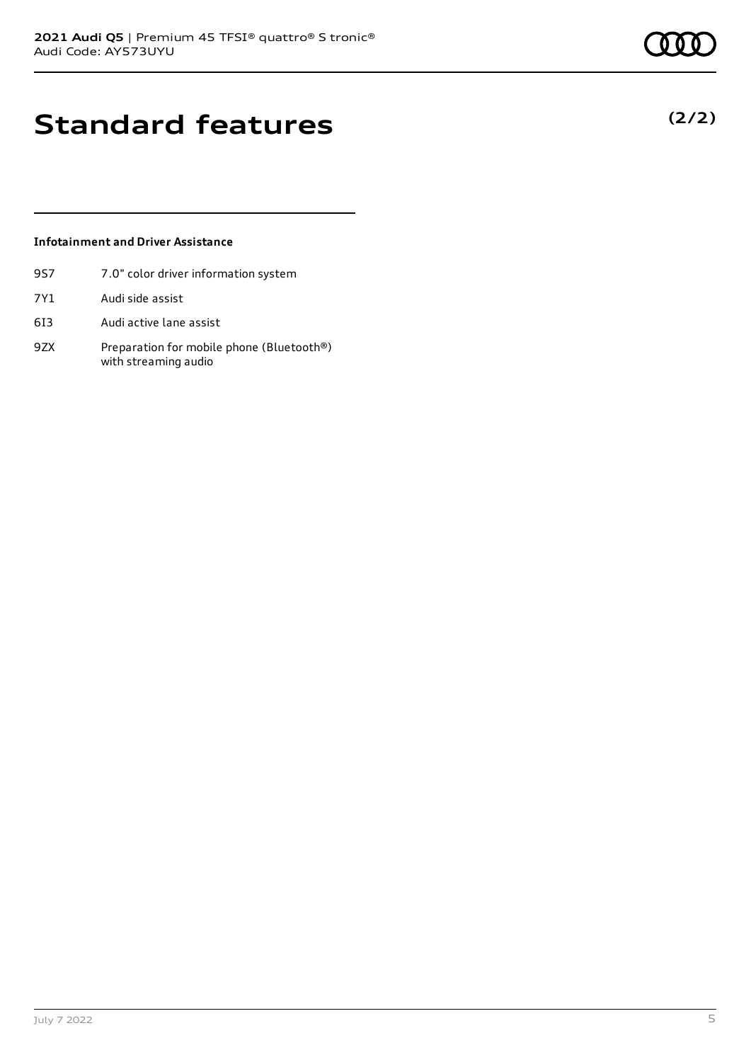# Standard features

**(2/2)**

### Infotainment and Driver Assistance

| | |
|---|---|
| 9S7 | 7.0" color driver information system |
| 7Y1 | Audi side assist |
| 6I3 | Audi active lane assist |
| 9ZX | Preparation for mobile phone (Bluetooth®) with streaming audio |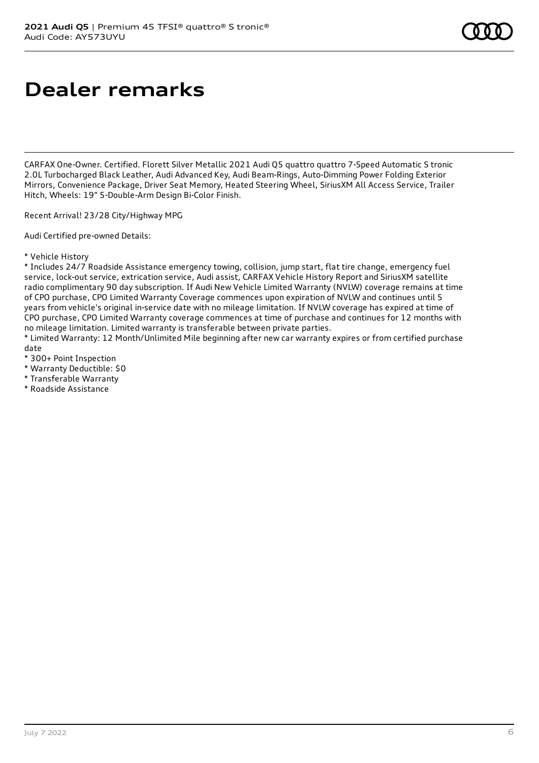# Dealer remarks

CARFAX One-Owner. Certified. Florett Silver Metallic 2021 Audi Q5 quattro quattro 7-Speed Automatic S tronic 2.0L Turbocharged Black Leather, Audi Advanced Key, Audi Beam-Rings, Auto-Dimming Power Folding Exterior Mirrors, Convenience Package, Driver Seat Memory, Heated Steering Wheel, SiriusXM All Access Service, Trailer Hitch, Wheels: 19" 5-Double-Arm Design Bi-Color Finish.

Recent Arrival! 23/28 City/Highway MPG

Audi Certified pre-owned Details:

* Vehicle History
* Includes 24/7 Roadside Assistance emergency towing, collision, jump start, flat tire change, emergency fuel service, lock-out service, extrication service, Audi assist, CARFAX Vehicle History Report and SiriusXM satellite radio complimentary 90 day subscription. If Audi New Vehicle Limited Warranty (NVLW) coverage remains at time of CPO purchase, CPO Limited Warranty Coverage commences upon expiration of NVLW and continues until 5 years from vehicle's original in-service date with no mileage limitation. If NVLW coverage has expired at time of CPO purchase, CPO Limited Warranty coverage commences at time of purchase and continues for 12 months with no mileage limitation. Limited warranty is transferable between private parties.
* Limited Warranty: 12 Month/Unlimited Mile beginning after new car warranty expires or from certified purchase date
* 300+ Point Inspection
* Warranty Deductible: $0
* Transferable Warranty
* Roadside Assistance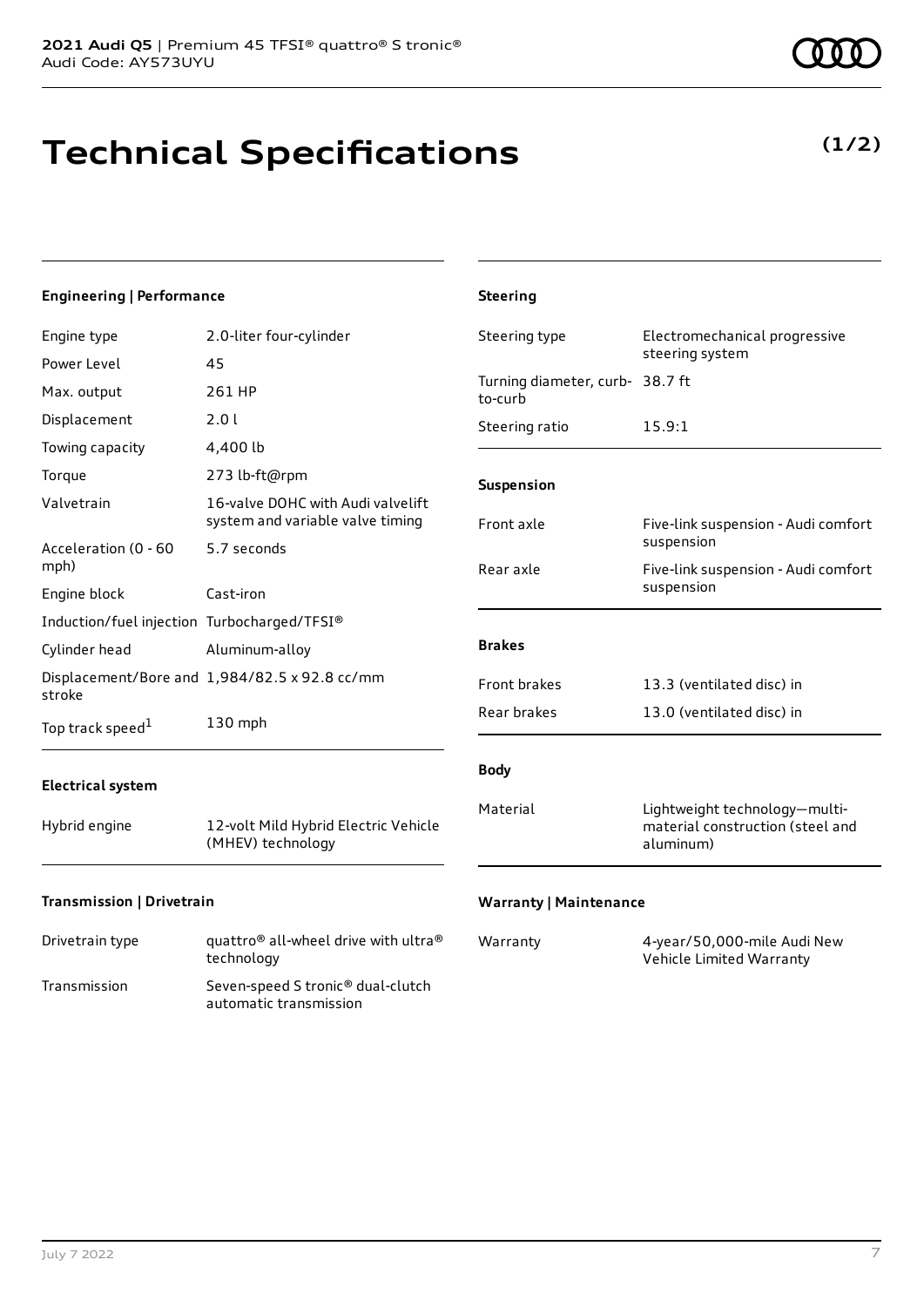# Technical Specifications

**(1/2)**

### Engineering | Performance

| | |
|---|---|
| Engine type | 2.0-liter four-cylinder |
| Power Level | 45 |
| Max. output | 261 HP |
| Displacement | 2.0 l |
| Towing capacity | 4,400 lb |
| Torque | 273 lb-ft@rpm |
| Valvetrain | 16-valve DOHC with Audi valvelift system and variable valve timing |
| Acceleration (0 - 60 mph) | 5.7 seconds |
| Engine block | Cast-iron |
| Induction/fuel injection | Turbocharged/TFSI® |
| Cylinder head | Aluminum-alloy |
| Displacement/Bore and stroke | 1,984/82.5 x 92.8 cc/mm |
| Top track speed[1] | 130 mph |

### Electrical system

| | |
|---|---|
| Hybrid engine | 12-volt Mild Hybrid Electric Vehicle (MHEV) technology |

### Transmission | Drivetrain

| | |
|---|---|
| Drivetrain type | quattro® all-wheel drive with ultra® technology |
| Transmission | Seven-speed S tronic® dual-clutch automatic transmission |

### Steering

| | |
|---|---|
| Steering type | Electromechanical progressive steering system |
| Turning diameter, curb-to-curb | 38.7 ft |
| Steering ratio | 15.9:1 |

### Suspension

| | |
|---|---|
| Front axle | Five-link suspension - Audi comfort suspension |
| Rear axle | Five-link suspension - Audi comfort suspension |

### Brakes

| | |
|---|---|
| Front brakes | 13.3 (ventilated disc) in |
| Rear brakes | 13.0 (ventilated disc) in |

### Body

| | |
|---|---|
| Material | Lightweight technology—multi-material construction (steel and aluminum) |

### Warranty | Maintenance

| | |
|---|---|
| Warranty | 4-year/50,000-mile Audi New Vehicle Limited Warranty |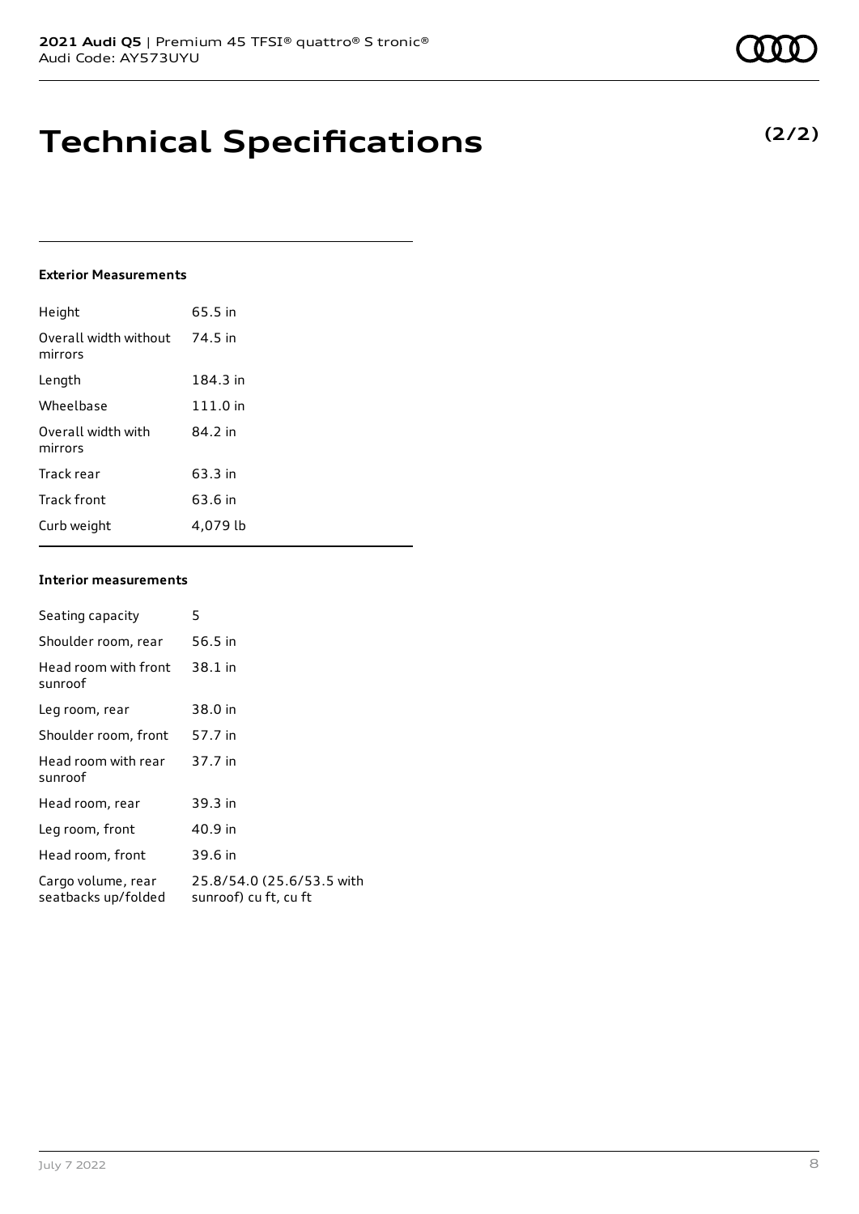# Technical Specifications

**(2/2)**

#### Exterior Measurements

| | |
|---|---|
| Height | 65.5 in |
| Overall width without mirrors | 74.5 in |
| Length | 184.3 in |
| Wheelbase | 111.0 in |
| Overall width with mirrors | 84.2 in |
| Track rear | 63.3 in |
| Track front | 63.6 in |
| Curb weight | 4,079 lb |

#### Interior measurements

| | |
|---|---|
| Seating capacity | 5 |
| Shoulder room, rear | 56.5 in |
| Head room with front sunroof | 38.1 in |
| Leg room, rear | 38.0 in |
| Shoulder room, front | 57.7 in |
| Head room with rear sunroof | 37.7 in |
| Head room, rear | 39.3 in |
| Leg room, front | 40.9 in |
| Head room, front | 39.6 in |
| Cargo volume, rear seatbacks up/folded | 25.8/54.0 (25.6/53.5 with sunroof) cu ft, cu ft |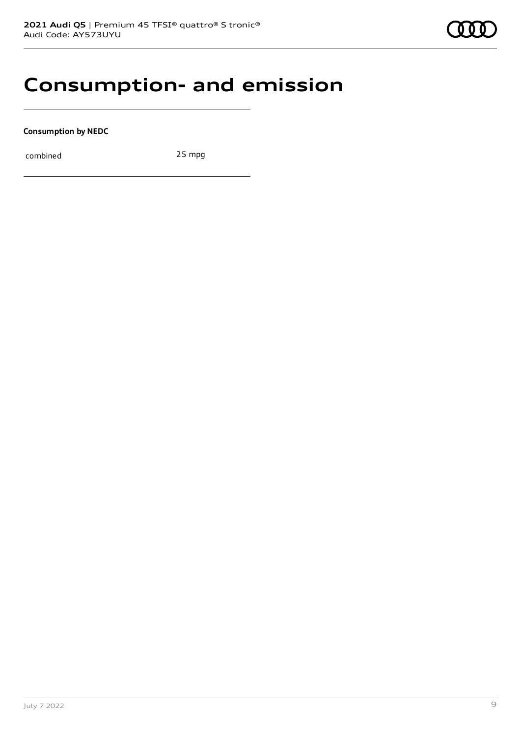# Consumption- and emission

**Consumption by NEDC**

| | |
|---|---|
| combined | 25 mpg |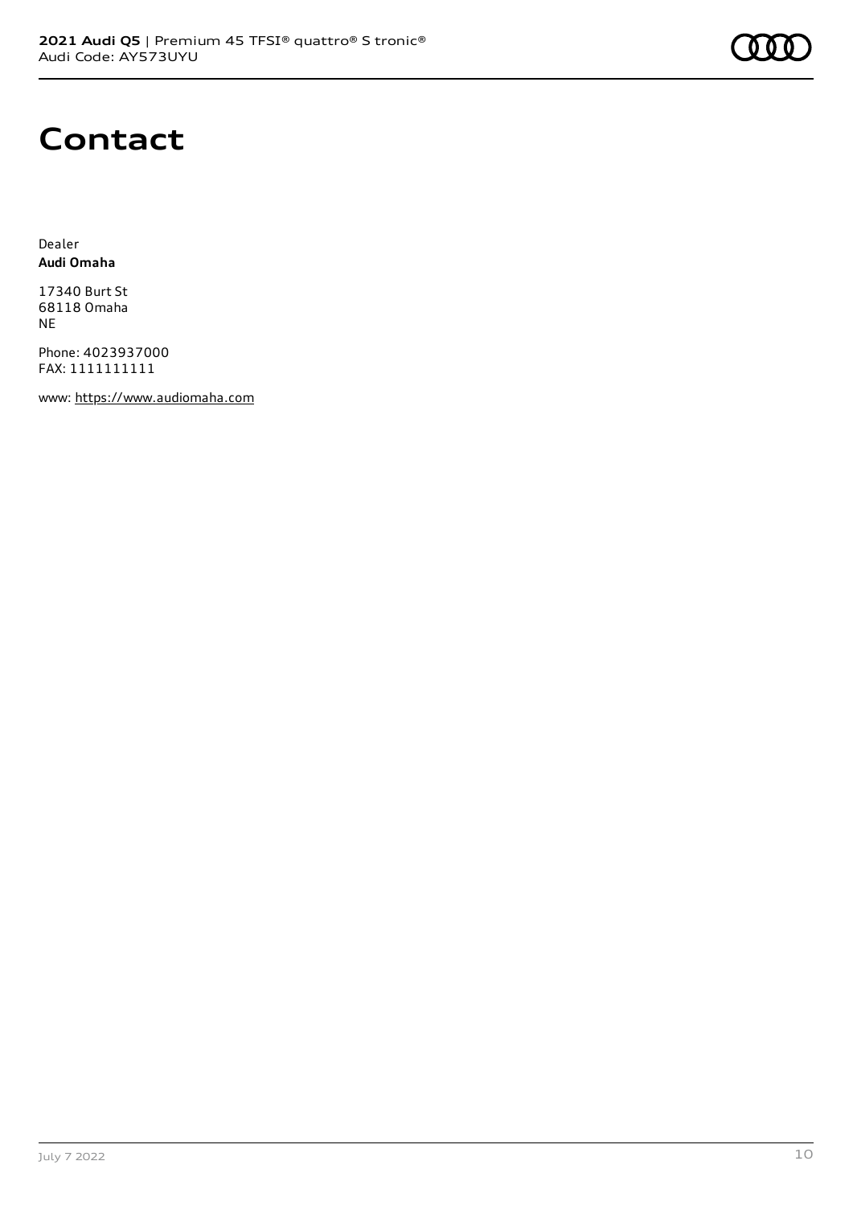# Contact

Dealer
**Audi Omaha**

17340 Burt St
68118 Omaha
NE

Phone: 4023937000
FAX: 1111111111

www: https://www.audiomaha.com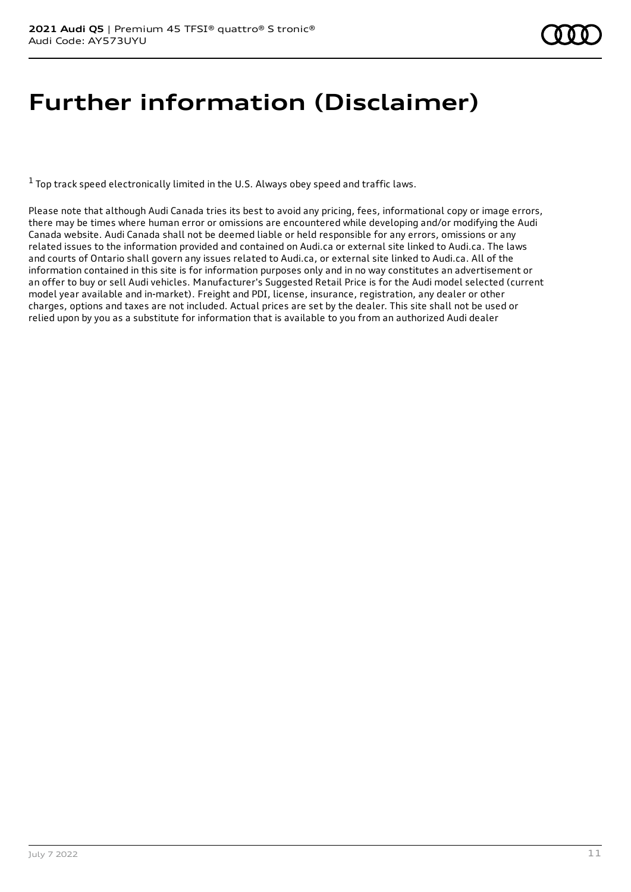# Further information (Disclaimer)

[1] Top track speed electronically limited in the U.S. Always obey speed and traffic laws.

Please note that although Audi Canada tries its best to avoid any pricing, fees, informational copy or image errors, there may be times where human error or omissions are encountered while developing and/or modifying the Audi Canada website. Audi Canada shall not be deemed liable or held responsible for any errors, omissions or any related issues to the information provided and contained on Audi.ca or external site linked to Audi.ca. The laws and courts of Ontario shall govern any issues related to Audi.ca, or external site linked to Audi.ca. All of the information contained in this site is for information purposes only and in no way constitutes an advertisement or an offer to buy or sell Audi vehicles. Manufacturer's Suggested Retail Price is for the Audi model selected (current model year available and in-market). Freight and PDI, license, insurance, registration, any dealer or other charges, options and taxes are not included. Actual prices are set by the dealer. This site shall not be used or relied upon by you as a substitute for information that is available to you from an authorized Audi dealer